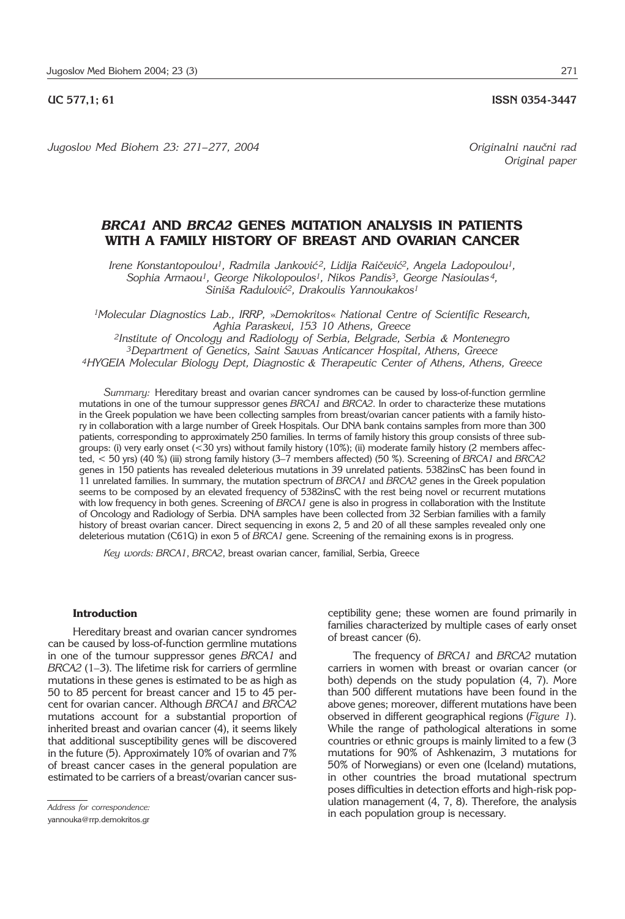UC 577,1; 61 ISSN 0354-3447

*Jugoslov Med Biohem 23: 271–277, 2004*

*Originalni naučni rad*
*Original paper*

# *BRCA1* AND *BRCA2* GENES MUTATION ANALYSIS IN PATIENTS WITH A FAMILY HISTORY OF BREAST AND OVARIAN CANCER

*Irene Konstantopoulou[1], Radmila Janković[2], Lidija Raičević[2], Angela Ladopoulou[1], Sophia Armaou[1], George Nikolopoulos[1], Nikos Pandis[3], George Nasioulas[4], Siniša Radulović[2], Drakoulis Yannoukakos[1]*

*[1]Molecular Diagnostics Lab., IRRP, »Demokritos« National Centre of Scientific Research, Aghia Paraskevi, 153 10 Athens, Greece*
*[2]Institute of Oncology and Radiology of Serbia, Belgrade, Serbia & Montenegro*
*[3]Department of Genetics, Saint Savvas Anticancer Hospital, Athens, Greece*
*[4]HYGEIA Molecular Biology Dept, Diagnostic & Therapeutic Center of Athens, Athens, Greece*

*Summary:* Hereditary breast and ovarian cancer syndromes can be caused by loss-of-function germline mutations in one of the tumour suppressor genes *BRCA1* and *BRCA2*. In order to characterize these mutations in the Greek population we have been collecting samples from breast/ovarian cancer patients with a family history in collaboration with a large number of Greek Hospitals. Our DNA bank contains samples from more than 300 patients, corresponding to approximately 250 families. In terms of family history this group consists of three subgroups: (i) very early onset (<30 yrs) without family history (10%); (ii) moderate family history (2 members affected, < 50 yrs) (40 %) (iii) strong family history (3–7 members affected) (50 %). Screening of *BRCA1* and *BRCA2* genes in 150 patients has revealed deleterious mutations in 39 unrelated patients. 5382insC has been found in 11 unrelated families. In summary, the mutation spectrum of *BRCA1* and *BRCA2* genes in the Greek population seems to be composed by an elevated frequency of 5382insC with the rest being novel or recurrent mutations with low frequency in both genes. Screening of *BRCA1* gene is also in progress in collaboration with the Institute of Oncology and Radiology of Serbia. DNA samples have been collected from 32 Serbian families with a family history of breast ovarian cancer. Direct sequencing in exons 2, 5 and 20 of all these samples revealed only one deleterious mutation (C61G) in exon 5 of *BRCA1* gene. Screening of the remaining exons is in progress.

*Key words: BRCA1*, *BRCA2*, breast ovarian cancer, familial, Serbia, Greece

## Introduction

Hereditary breast and ovarian cancer syndromes can be caused by loss-of-function germline mutations in one of the tumour suppressor genes *BRCA1* and *BRCA2* (1–3). The lifetime risk for carriers of germline mutations in these genes is estimated to be as high as 50 to 85 percent for breast cancer and 15 to 45 percent for ovarian cancer. Although *BRCA1* and *BRCA2* mutations account for a substantial proportion of inherited breast and ovarian cancer (4), it seems likely that additional susceptibility genes will be discovered in the future (5). Approximately 10% of ovarian and 7% of breast cancer cases in the general population are estimated to be carriers of a breast/ovarian cancer susceptibility gene; these women are found primarily in families characterized by multiple cases of early onset of breast cancer (6).

The frequency of *BRCA1* and *BRCA2* mutation carriers in women with breast or ovarian cancer (or both) depends on the study population (4, 7). More than 500 different mutations have been found in the above genes; moreover, different mutations have been observed in different geographical regions (*Figure 1*). While the range of pathological alterations in some countries or ethnic groups is mainly limited to a few (3 mutations for 90% of Ashkenazim, 3 mutations for 50% of Norwegians) or even one (Iceland) mutations, in other countries the broad mutational spectrum poses difficulties in detection efforts and high-risk population management (4, 7, 8). Therefore, the analysis in each population group is necessary.

*Address for correspondence:*
yannouka@rrp.demokritos.gr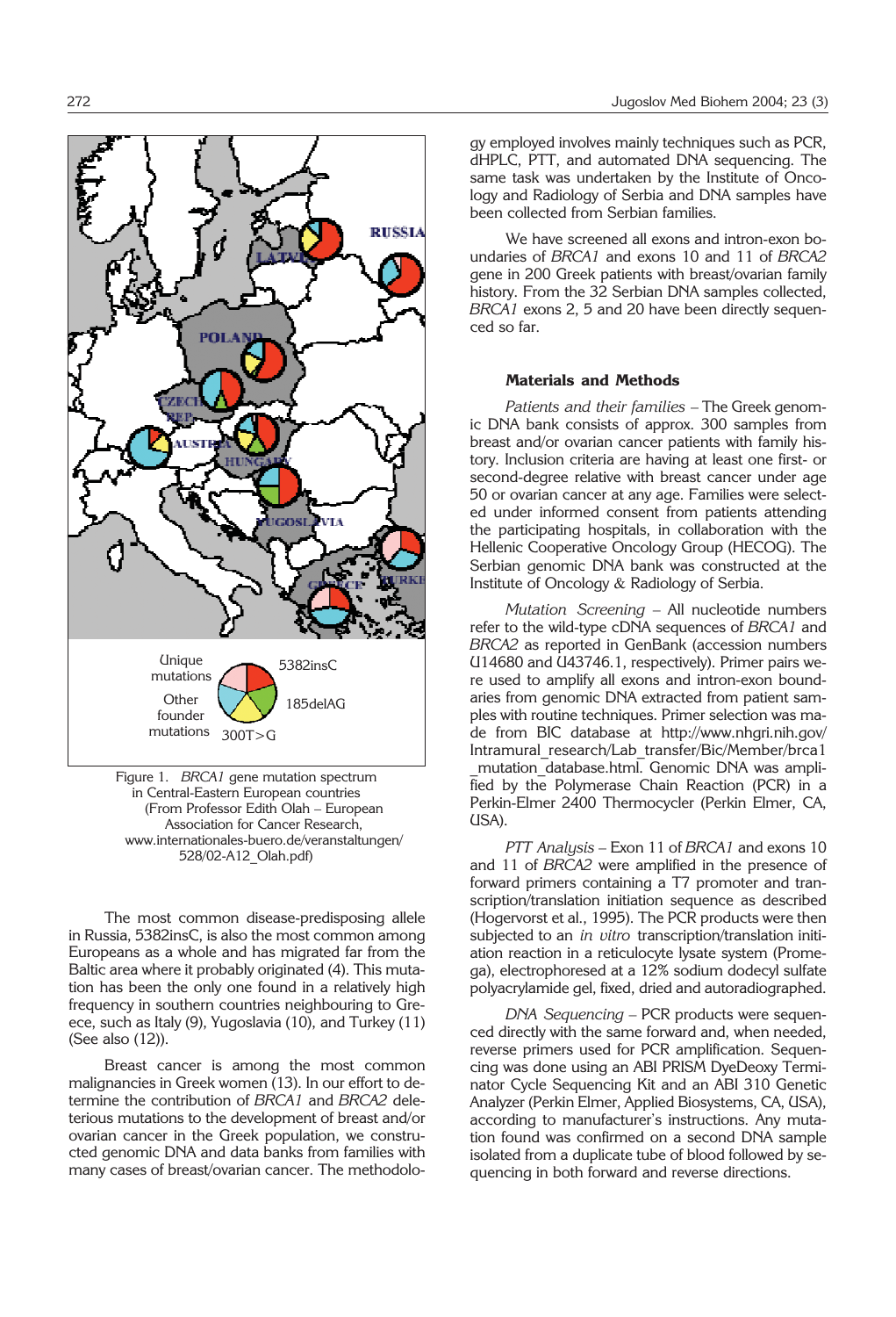Figure 1. *BRCA1* gene mutation spectrum in Central-Eastern European countries (From Professor Edith Olah – European Association for Cancer Research, www.internationales-buero.de/veranstaltungen/528/02-A12_Olah.pdf)

The most common disease-predisposing allele in Russia, 5382insC, is also the most common among Europeans as a whole and has migrated far from the Baltic area where it probably originated (4). This mutation has been the only one found in a relatively high frequency in southern countries neighbouring to Greece, such as Italy (9), Yugoslavia (10), and Turkey (11) (See also (12)).

Breast cancer is among the most common malignancies in Greek women (13). In our effort to determine the contribution of *BRCA1* and *BRCA2* deleterious mutations to the development of breast and/or ovarian cancer in the Greek population, we constructed genomic DNA and data banks from families with many cases of breast/ovarian cancer. The methodology employed involves mainly techniques such as PCR, dHPLC, PTT, and automated DNA sequencing. The same task was undertaken by the Institute of Oncology and Radiology of Serbia and DNA samples have been collected from Serbian families.

We have screened all exons and intron-exon boundaries of *BRCA1* and exons 10 and 11 of *BRCA2* gene in 200 Greek patients with breast/ovarian family history. From the 32 Serbian DNA samples collected, *BRCA1* exons 2, 5 and 20 have been directly sequenced so far.

## Materials and Methods

*Patients and their families* – The Greek genomic DNA bank consists of approx. 300 samples from breast and/or ovarian cancer patients with family history. Inclusion criteria are having at least one first- or second-degree relative with breast cancer under age 50 or ovarian cancer at any age. Families were selected under informed consent from patients attending the participating hospitals, in collaboration with the Hellenic Cooperative Oncology Group (HECOG). The Serbian genomic DNA bank was constructed at the Institute of Oncology & Radiology of Serbia.

*Mutation Screening* – All nucleotide numbers refer to the wild-type cDNA sequences of *BRCA1* and *BRCA2* as reported in GenBank (accession numbers U14680 and U43746.1, respectively). Primer pairs were used to amplify all exons and intron-exon boundaries from genomic DNA extracted from patient samples with routine techniques. Primer selection was made from BIC database at http://www.nhgri.nih.gov/Intramural_research/Lab_transfer/Bic/Member/brca1_mutation_database.html. Genomic DNA was amplified by the Polymerase Chain Reaction (PCR) in a Perkin-Elmer 2400 Thermocycler (Perkin Elmer, CA, USA).

*PTT Analysis* – Exon 11 of *BRCA1* and exons 10 and 11 of *BRCA2* were amplified in the presence of forward primers containing a T7 promoter and transcription/translation initiation sequence as described (Hogervorst et al., 1995). The PCR products were then subjected to an *in vitro* transcription/translation initiation reaction in a reticulocyte lysate system (Promega), electrophoresed at a 12% sodium dodecyl sulfate polyacrylamide gel, fixed, dried and autoradiographed.

*DNA Sequencing* – PCR products were sequenced directly with the same forward and, when needed, reverse primers used for PCR amplification. Sequencing was done using an ABI PRISM DyeDeoxy Terminator Cycle Sequencing Kit and an ABI 310 Genetic Analyzer (Perkin Elmer, Applied Biosystems, CA, USA), according to manufacturer's instructions. Any mutation found was confirmed on a second DNA sample isolated from a duplicate tube of blood followed by sequencing in both forward and reverse directions.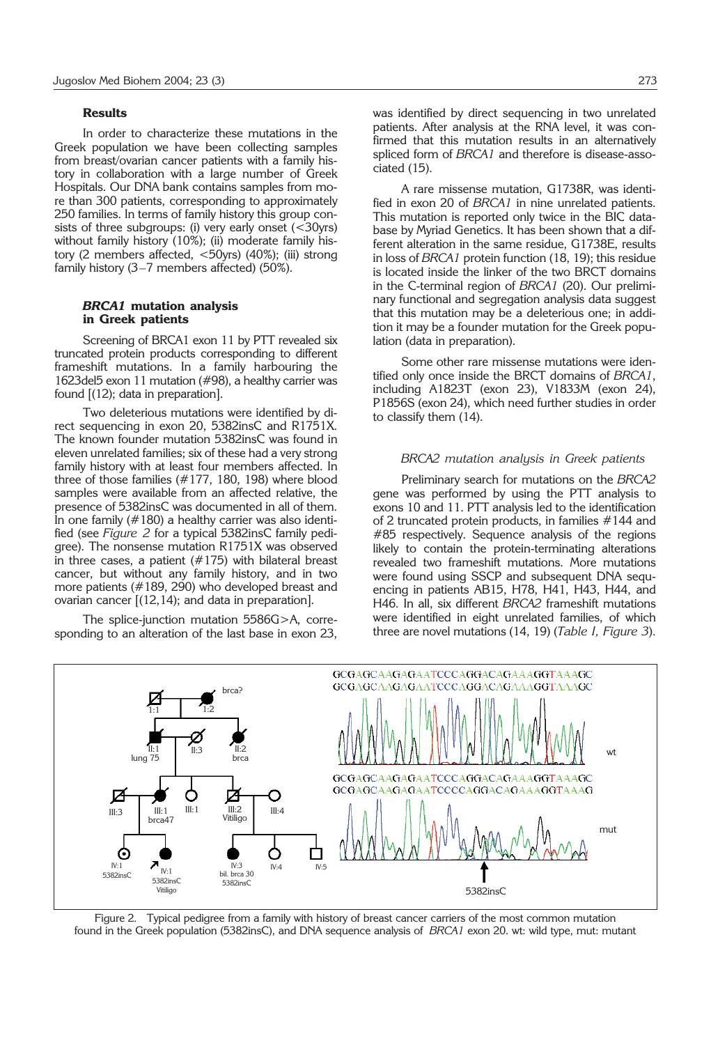## Results

In order to characterize these mutations in the Greek population we have been collecting samples from breast/ovarian cancer patients with a family history in collaboration with a large number of Greek Hospitals. Our DNA bank contains samples from more than 300 patients, corresponding to approximately 250 families. In terms of family history this group consists of three subgroups: (i) very early onset (<30yrs) without family history (10%); (ii) moderate family history (2 members affected, <50yrs) (40%); (iii) strong family history (3–7 members affected) (50%).

### *BRCA1* mutation analysis in Greek patients

Screening of BRCA1 exon 11 by PTT revealed six truncated protein products corresponding to different frameshift mutations. In a family harbouring the 1623del5 exon 11 mutation (#98), a healthy carrier was found [(12); data in preparation].

Two deleterious mutations were identified by direct sequencing in exon 20, 5382insC and R1751X. The known founder mutation 5382insC was found in eleven unrelated families; six of these had a very strong family history with at least four members affected. In three of those families (#177, 180, 198) where blood samples were available from an affected relative, the presence of 5382insC was documented in all of them. In one family (#180) a healthy carrier was also identified (see *Figure 2* for a typical 5382insC family pedigree). The nonsense mutation R1751X was observed in three cases, a patient (#175) with bilateral breast cancer, but without any family history, and in two more patients (#189, 290) who developed breast and ovarian cancer [(12,14); and data in preparation].

The splice-junction mutation 5586G>A, corresponding to an alteration of the last base in exon 23, was identified by direct sequencing in two unrelated patients. After analysis at the RNA level, it was confirmed that this mutation results in an alternatively spliced form of *BRCA1* and therefore is disease-associated (15).

A rare missense mutation, G1738R, was identified in exon 20 of *BRCA1* in nine unrelated patients. This mutation is reported only twice in the BIC database by Myriad Genetics. It has been shown that a different alteration in the same residue, G1738E, results in loss of *BRCA1* protein function (18, 19); this residue is located inside the linker of the two BRCT domains in the C-terminal region of *BRCA1* (20). Our preliminary functional and segregation analysis data suggest that this mutation may be a deleterious one; in addition it may be a founder mutation for the Greek population (data in preparation).

Some other rare missense mutations were identified only once inside the BRCT domains of *BRCA1*, including A1823T (exon 23), V1833M (exon 24), P1856S (exon 24), which need further studies in order to classify them (14).

### *BRCA2 mutation analysis in Greek patients*

Preliminary search for mutations on the *BRCA2* gene was performed by using the PTT analysis to exons 10 and 11. PTT analysis led to the identification of 2 truncated protein products, in families #144 and #85 respectively. Sequence analysis of the regions likely to contain the protein-terminating alterations revealed two frameshift mutations. More mutations were found using SSCP and subsequent DNA sequencing in patients AB15, H78, H41, H43, H44, and H46. In all, six different *BRCA2* frameshift mutations were identified in eight unrelated families, of which three are novel mutations (14, 19) (*Table I, Figure 3*).

Figure 2. Typical pedigree from a family with history of breast cancer carriers of the most common mutation found in the Greek population (5382insC), and DNA sequence analysis of *BRCA1* exon 20. wt: wild type, mut: mutant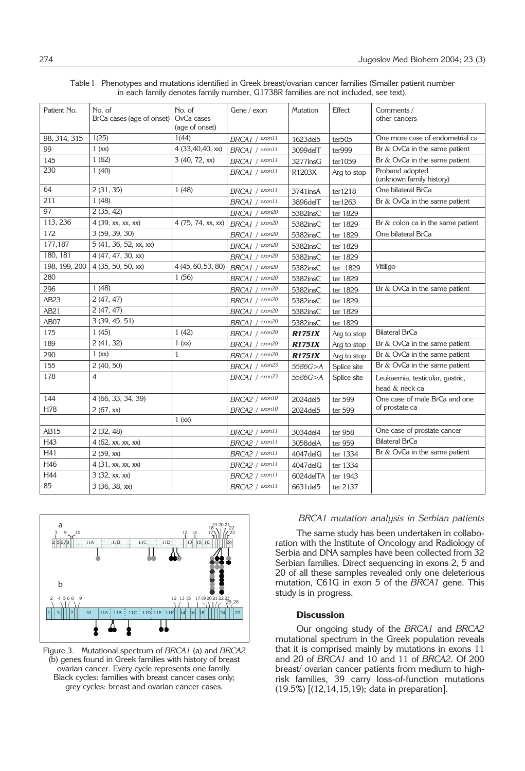Table I Phenotypes and mutations identified in Greek breast/ovarian cancer families (Smaller patient number in each family denotes family number, G1738R families are not included, see text).

| Patient No. | No. of BrCa cases (age of onset) | No. of OvCa cases (age of onset) | Gene / exon | Mutation | Effect | Comments / other cancers |
|---|---|---|---|---|---|---|
| 98, 314, 315 | 1(25) | 1(44) | *BRCA1* / exon11 | 1623del5 | ter505 | One more case of endometrial ca |
| 99 | 1 (xx) | 4 (33,40,40, xx) | *BRCA1* / exon11 | 3099delT | ter999 | Br & OvCa in the same patient |
| 145 | 1 (62) | 3 (40, 72, xx) | *BRCA1* / exon11 | 3277insG | ter1059 | Br & OvCa in the same patient |
| 230 | 1 (40) | | *BRCA1* / exon11 | R1203X | Arg to stop | Proband adopted (unknown family history) |
| 64 | 2 (31, 35) | 1 (48) | *BRCA1* / exon11 | 3741insA | ter1218 | One bilateral BrCa |
| 211 | 1 (48) | | *BRCA1* / exon11 | 3896delT | ter1263 | Br & OvCa in the same patient |
| 97 | 2 (35, 42) | | *BRCA1* / exon20 | 5382insC | ter 1829 | |
| 113, 236 | 4 (39, xx, xx, xx) | 4 (75, 74, xx, xx) | *BRCA1* / exon20 | 5382insC | ter 1829 | Br & colon ca in the same patient |
| 172 | 3 (59, 39, 30) | | *BRCA1* / exon20 | 5382insC | ter 1829 | One bilateral BrCa |
| 177,187 | 5 (41, 36, 52, xx, xx) | | *BRCA1* / exon20 | 5382insC | ter 1829 | |
| 180, 181 | 4 (47, 47, 30, xx) | | *BRCA1* / exon20 | 5382insC | ter 1829 | |
| 198, 199, 200 | 4 (35, 50, 50, xx) | 4 (45, 60,53, 80) | *BRCA1* / exon20 | 5382insC | ter 1829 | Vitiligo |
| 280 | | 1 (56) | *BRCA1* / exon20 | 5382insC | ter 1829 | |
| 296 | 1 (48) | | *BRCA1* / exon20 | 5382insC | ter 1829 | Br & OvCa in the same patient |
| AB23 | 2 (47, 47) | | *BRCA1* / exon20 | 5382insC | ter 1829 | |
| AB21 | 2 (47, 47) | | *BRCA1* / exon20 | 5382insC | ter 1829 | |
| AB07 | 3 (39, 45, 51) | | *BRCA1* / exon20 | 5382insC | ter 1829 | |
| 175 | 1 (45) | 1 (42) | *BRCA1* / exon20 | ***R1751X*** | Arg to stop | Bilateral BrCa |
| 189 | 2 (41, 32) | 1 (xx) | *BRCA1* / exon20 | ***R1751X*** | Arg to stop | Br & OvCa in the same patient |
| 290 | 1 (xx) | 1 | *BRCA1* / exon20 | ***R1751X*** | Arg to stop | Br & OvCa in the same patient |
| 155 | 2 (40, 50) | | *BRCA1* / exon23 | *5586G>A* | Splice site | Br & OvCa in the same patient |
| 178 | 4 | | *BRCA1* / exon23 | *5586G>A* | Splice site | Leukaemia, testicular, gastric, head & neck ca |
| 144 | 4 (66, 33, 34, 39) | | *BRCA2* / exon10 | 2024del5 | ter 599 | One case of male BrCa and one of prostate ca |
| H78 | 2 (67, xx) | | *BRCA2* / exon10 | 2024del5 | ter 599 | |
| | | 1 (xx) | | | | |
| AB15 | 2 (32, 48) | | *BRCA2* / exon11 | 3034del4 | ter 958 | One case of prostate cancer |
| H43 | 4 (62, xx, xx, xx) | | *BRCA2* / exon11 | 3058delA | ter 959 | Bilateral BrCa |
| H41 | 2 (59, xx) | | *BRCA2* / exon11 | 4047delG | ter 1334 | Br & OvCa in the same patient |
| H46 | 4 (31, xx, xx, xx) | | *BRCA2* / exon11 | 4047delG | ter 1334 | |
| H44 | 3 (32, xx, xx) | | *BRCA2* / exon11 | 6024delTA | ter 1943 | |
| 85 | 3 (36, 38, xx) | | *BRCA2* / exon11 | 6631del5 | ter 2137 | |

Figure 3. Mutational spectrum of *BRCA1* (a) and *BRCA2* (b) genes found in Greek families with history of breast ovarian cancer. Every cycle represents one family. Black cycles: families with breast cancer cases only; grey cycles: breast and ovarian cancer cases.

*BRCA1 mutation analysis in Serbian patients*

The same study has been undertaken in collaboration with the Institute of Oncology and Radiology of Serbia and DNA samples have been collected from 32 Serbian families. Direct sequencing in exons 2, 5 and 20 of all these samples revealed only one deleterious mutation, C61G in exon 5 of the *BRCA1* gene. This study is in progress.

## Discussion

Our ongoing study of the *BRCA1* and *BRCA2* mutational spectrum in the Greek population reveals that it is comprised mainly by mutations in exons 11 and 20 of *BRCA1* and 10 and 11 of *BRCA2*. Of 200 breast/ ovarian cancer patients from medium to high-risk families, 39 carry loss-of-function mutations (19.5%) [(12,14,15,19); data in preparation].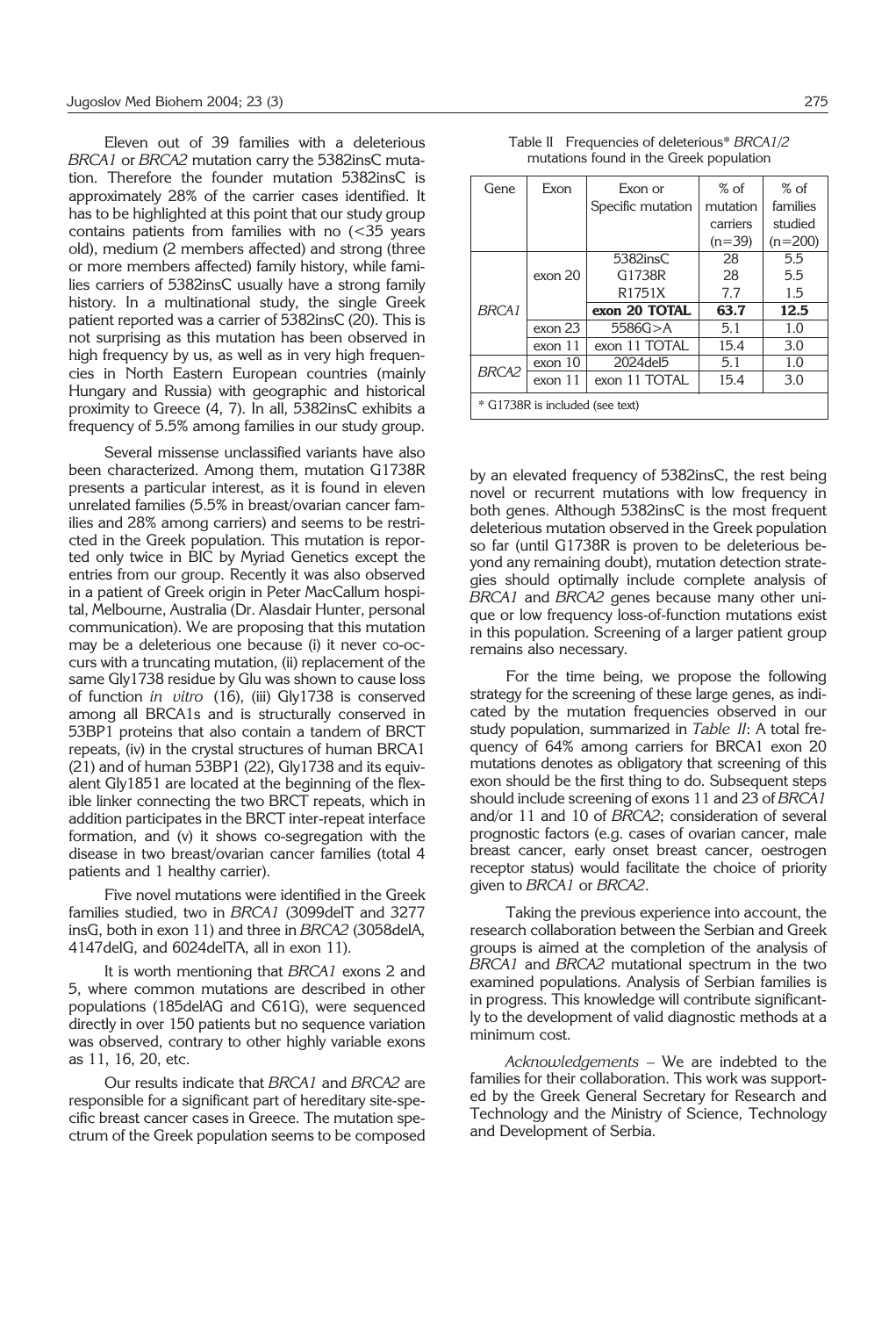Eleven out of 39 families with a deleterious *BRCA1* or *BRCA2* mutation carry the 5382insC mutation. Therefore the founder mutation 5382insC is approximately 28% of the carrier cases identified. It has to be highlighted at this point that our study group contains patients from families with no (<35 years old), medium (2 members affected) and strong (three or more members affected) family history, while families carriers of 5382insC usually have a strong family history. In a multinational study, the single Greek patient reported was a carrier of 5382insC (20). This is not surprising as this mutation has been observed in high frequency by us, as well as in very high frequencies in North Eastern European countries (mainly Hungary and Russia) with geographic and historical proximity to Greece (4, 7). In all, 5382insC exhibits a frequency of 5.5% among families in our study group.

Several missense unclassified variants have also been characterized. Among them, mutation G1738R presents a particular interest, as it is found in eleven unrelated families (5.5% in breast/ovarian cancer families and 28% among carriers) and seems to be restricted in the Greek population. This mutation is reported only twice in BIC by Myriad Genetics except the entries from our group. Recently it was also observed in a patient of Greek origin in Peter MacCallum hospital, Melbourne, Australia (Dr. Alasdair Hunter, personal communication). We are proposing that this mutation may be a deleterious one because (i) it never co-occurs with a truncating mutation, (ii) replacement of the same Gly1738 residue by Glu was shown to cause loss of function *in vitro* (16), (iii) Gly1738 is conserved among all BRCA1s and is structurally conserved in 53BP1 proteins that also contain a tandem of BRCT repeats, (iv) in the crystal structures of human BRCA1 (21) and of human 53BP1 (22), Gly1738 and its equivalent Gly1851 are located at the beginning of the flexible linker connecting the two BRCT repeats, which in addition participates in the BRCT inter-repeat interface formation, and (v) it shows co-segregation with the disease in two breast/ovarian cancer families (total 4 patients and 1 healthy carrier).

Five novel mutations were identified in the Greek families studied, two in *BRCA1* (3099delT and 3277 insG, both in exon 11) and three in *BRCA2* (3058delA, 4147delG, and 6024delTA, all in exon 11).

It is worth mentioning that *BRCA1* exons 2 and 5, where common mutations are described in other populations (185delAG and C61G), were sequenced directly in over 150 patients but no sequence variation was observed, contrary to other highly variable exons as 11, 16, 20, etc.

Our results indicate that *BRCA1* and *BRCA2* are responsible for a significant part of hereditary site-specific breast cancer cases in Greece. The mutation spectrum of the Greek population seems to be composed by an elevated frequency of 5382insC, the rest being novel or recurrent mutations with low frequency in both genes. Although 5382insC is the most frequent deleterious mutation observed in the Greek population so far (until G1738R is proven to be deleterious beyond any remaining doubt), mutation detection strategies should optimally include complete analysis of *BRCA1* and *BRCA2* genes because many other unique or low frequency loss-of-function mutations exist in this population. Screening of a larger patient group remains also necessary.

Table II Frequencies of deleterious* *BRCA1/2* mutations found in the Greek population

| Gene | Exon | Exon or Specific mutation | % of mutation carriers (n=39) | % of families studied (n=200) |
|---|---|---|---|---|
| *BRCA1* | exon 20 | 5382insC | 28 | 5.5 |
| | | G1738R | 28 | 5.5 |
| | | R1751X | 7.7 | 1.5 |
| | | **exon 20 TOTAL** | **63.7** | **12.5** |
| | exon 23 | 5586G>A | 5.1 | 1.0 |
| | exon 11 | exon 11 TOTAL | 15.4 | 3.0 |
| *BRCA2* | exon 10 | 2024del5 | 5.1 | 1.0 |
| | exon 11 | exon 11 TOTAL | 15.4 | 3.0 |

\* G1738R is included (see text)

For the time being, we propose the following strategy for the screening of these large genes, as indicated by the mutation frequencies observed in our study population, summarized in *Table II*: A total frequency of 64% among carriers for BRCA1 exon 20 mutations denotes as obligatory that screening of this exon should be the first thing to do. Subsequent steps should include screening of exons 11 and 23 of *BRCA1* and/or 11 and 10 of *BRCA2*; consideration of several prognostic factors (e.g. cases of ovarian cancer, male breast cancer, early onset breast cancer, oestrogen receptor status) would facilitate the choice of priority given to *BRCA1* or *BRCA2*.

Taking the previous experience into account, the research collaboration between the Serbian and Greek groups is aimed at the completion of the analysis of *BRCA1* and *BRCA2* mutational spectrum in the two examined populations. Analysis of Serbian families is in progress. This knowledge will contribute significantly to the development of valid diagnostic methods at a minimum cost.

*Acknowledgements* – We are indebted to the families for their collaboration. This work was supported by the Greek General Secretary for Research and Technology and the Ministry of Science, Technology and Development of Serbia.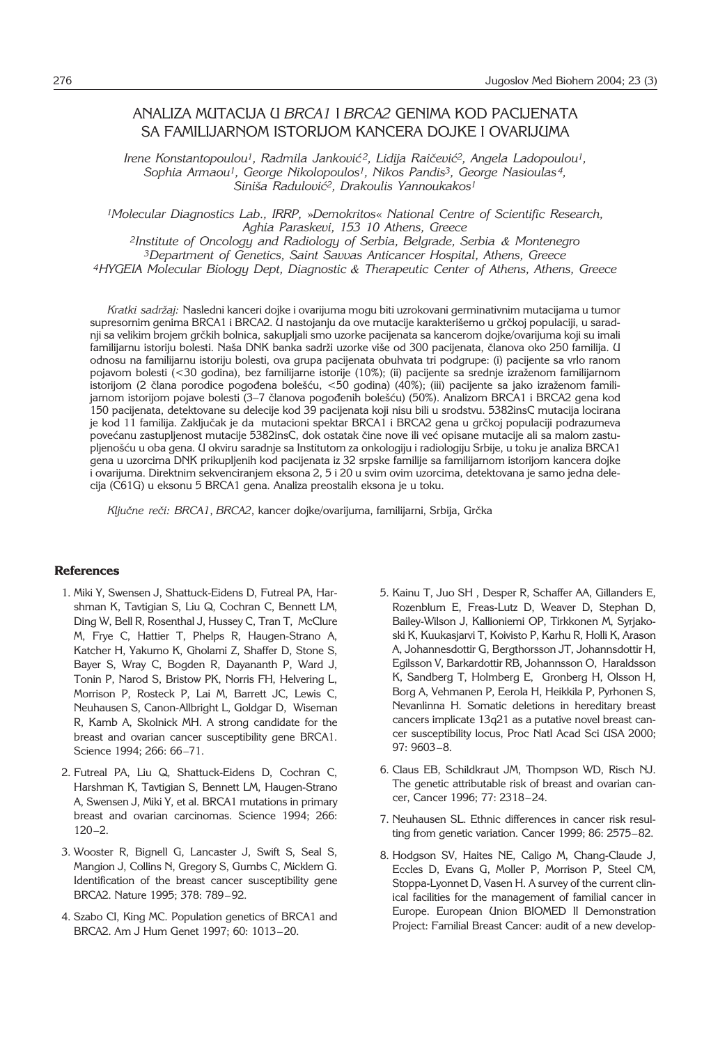# ANALIZA MUTACIJA U *BRCA1* I *BRCA2* GENIMA KOD PACIJENATA SA FAMILIJARNOM ISTORIJOM KANCERA DOJKE I OVARIJUMA

*Irene Konstantopoulou[1], Radmila Janković[2], Lidija Raičević[2], Angela Ladopoulou[1], Sophia Armaou[1], George Nikolopoulos[1], Nikos Pandis[3], George Nasioulas[4], Siniša Radulović[2], Drakoulis Yannoukakos[1]*

*[1]Molecular Diagnostics Lab., IRRP, »Demokritos« National Centre of Scientific Research, Aghia Paraskevi, 153 10 Athens, Greece*
*[2]Institute of Oncology and Radiology of Serbia, Belgrade, Serbia & Montenegro*
*[3]Department of Genetics, Saint Savvas Anticancer Hospital, Athens, Greece*
*[4]HYGEIA Molecular Biology Dept, Diagnostic & Therapeutic Center of Athens, Athens, Greece*

*Kratki sadržaj:* Nasledni kanceri dojke i ovarijuma mogu biti uzrokovani germinativnim mutacijama u tumor supresornim genima BRCA1 i BRCA2. U nastojanju da ove mutacije karakterišemo u grčkoj populaciji, u saradnji sa velikim brojem grčkih bolnica, sakupljali smo uzorke pacijenata sa kancerom dojke/ovarijuma koji su imali familijarnu istoriju bolesti. Naša DNK banka sadrži uzorke više od 300 pacijenata, članova oko 250 familija. U odnosu na familijarnu istoriju bolesti, ova grupa pacijenata obuhvata tri podgrupe: (i) pacijente sa vrlo ranom pojavom bolesti (<30 godina), bez familijarne istorije (10%); (ii) pacijente sa srednje izraženom familijarnom istorijom (2 člana porodice pogođena bolešću, <50 godina) (40%); (iii) pacijente sa jako izraženom familijarnom istorijom pojave bolesti (3–7 članova pogođenih bolešću) (50%). Analizom BRCA1 i BRCA2 gena kod 150 pacijenata, detektovane su delecije kod 39 pacijenata koji nisu bili u srodstvu. 5382insC mutacija locirana je kod 11 familija. Zaključak je da mutacioni spektar BRCA1 i BRCA2 gena u grčkoj populaciji podrazumeva povećanu zastupljenost mutacije 5382insC, dok ostatak čine nove ili već opisane mutacije ali sa malom zastupljenošću u oba gena. U okviru saradnje sa Institutom za onkologiju i radiologiju Srbije, u toku je analiza BRCA1 gena u uzorcima DNK prikupljenih kod pacijenata iz 32 srpske familije sa familijarnom istorijom kancera dojke i ovarijuma. Direktnim sekvenciranjem eksona 2, 5 i 20 u svim ovim uzorcima, detektovana je samo jedna delecija (C61G) u eksonu 5 BRCA1 gena. Analiza preostalih eksona je u toku.

*Ključne reči: BRCA1, BRCA2,* kancer dojke/ovarijuma, familijarni, Srbija, Grčka

## References

1. Miki Y, Swensen J, Shattuck-Eidens D, Futreal PA, Harshman K, Tavtigian S, Liu Q, Cochran C, Bennett LM, Ding W, Bell R, Rosenthal J, Hussey C, Tran T, McClure M, Frye C, Hattier T, Phelps R, Haugen-Strano A, Katcher H, Yakumo K, Gholami Z, Shaffer D, Stone S, Bayer S, Wray C, Bogden R, Dayananth P, Ward J, Tonin P, Narod S, Bristow PK, Norris FH, Helvering L, Morrison P, Rosteck P, Lai M, Barrett JC, Lewis C, Neuhausen S, Canon-Allbright L, Goldgar D, Wiseman R, Kamb A, Skolnick MH. A strong candidate for the breast and ovarian cancer susceptibility gene BRCA1. Science 1994; 266: 66–71.
2. Futreal PA, Liu Q, Shattuck-Eidens D, Cochran C, Harshman K, Tavtigian S, Bennett LM, Haugen-Strano A, Swensen J, Miki Y, et al. BRCA1 mutations in primary breast and ovarian carcinomas. Science 1994; 266: 120–2.
3. Wooster R, Bignell G, Lancaster J, Swift S, Seal S, Mangion J, Collins N, Gregory S, Gumbs C, Micklem G. Identification of the breast cancer susceptibility gene BRCA2. Nature 1995; 378: 789–92.
4. Szabo CI, King MC. Population genetics of BRCA1 and BRCA2. Am J Hum Genet 1997; 60: 1013–20.
5. Kainu T, Juo SH , Desper R, Schaffer AA, Gillanders E, Rozenblum E, Freas-Lutz D, Weaver D, Stephan D, Bailey-Wilson J, Kallioniemi OP, Tirkkonen M, Syrjakoski K, Kuukasjarvi T, Koivisto P, Karhu R, Holli K, Arason A, Johannesdottir G, Bergthorsson JT, Johannsdottir H, Egilsson V, Barkardottir RB, Johannsson O, Haraldsson K, Sandberg T, Holmberg E, Gronberg H, Olsson H, Borg A, Vehmanen P, Eerola H, Heikkila P, Pyrhonen S, Nevanlinna H. Somatic deletions in hereditary breast cancers implicate 13q21 as a putative novel breast cancer susceptibility locus, Proc Natl Acad Sci USA 2000; 97: 9603–8.
6. Claus EB, Schildkraut JM, Thompson WD, Risch NJ. The genetic attributable risk of breast and ovarian cancer, Cancer 1996; 77: 2318–24.
7. Neuhausen SL. Ethnic differences in cancer risk resulting from genetic variation. Cancer 1999; 86: 2575–82.
8. Hodgson SV, Haites NE, Caligo M, Chang-Claude J, Eccles D, Evans G, Moller P, Morrison P, Steel CM, Stoppa-Lyonnet D, Vasen H. A survey of the current clinical facilities for the management of familial cancer in Europe. European Union BIOMED II Demonstration Project: Familial Breast Cancer: audit of a new develop-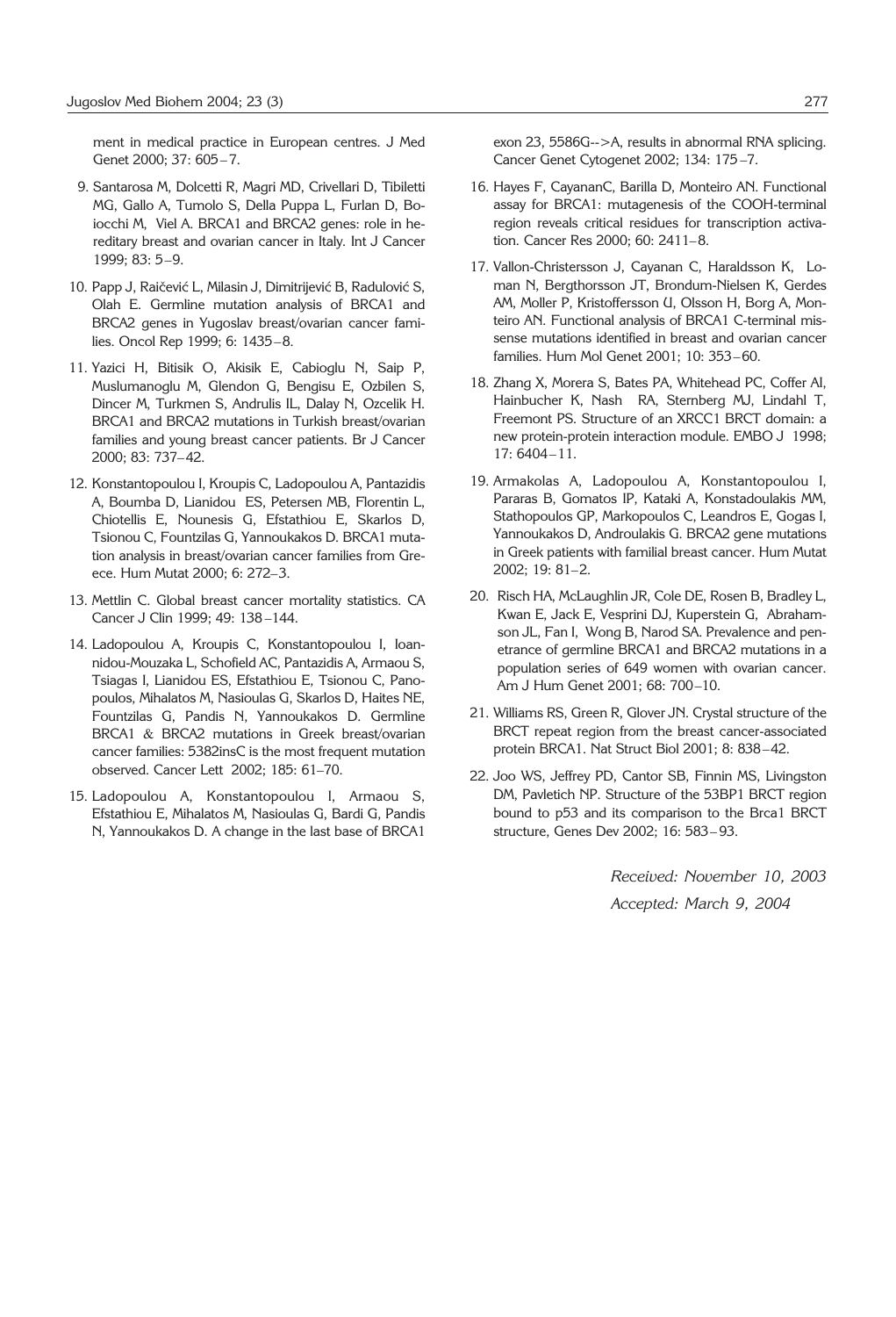ment in medical practice in European centres. J Med Genet 2000; 37: 605–7.

9. Santarosa M, Dolcetti R, Magri MD, Crivellari D, Tibiletti MG, Gallo A, Tumolo S, Della Puppa L, Furlan D, Boiocchi M, Viel A. BRCA1 and BRCA2 genes: role in hereditary breast and ovarian cancer in Italy. Int J Cancer 1999; 83: 5–9.

10. Papp J, Raičević L, Milasin J, Dimitrijević B, Radulović S, Olah E. Germline mutation analysis of BRCA1 and BRCA2 genes in Yugoslav breast/ovarian cancer families. Oncol Rep 1999; 6: 1435–8.

11. Yazici H, Bitisik O, Akisik E, Cabioglu N, Saip P, Muslumanoglu M, Glendon G, Bengisu E, Ozbilen S, Dincer M, Turkmen S, Andrulis IL, Dalay N, Ozcelik H. BRCA1 and BRCA2 mutations in Turkish breast/ovarian families and young breast cancer patients. Br J Cancer 2000; 83: 737–42.

12. Konstantopoulou I, Kroupis C, Ladopoulou A, Pantazidis A, Boumba D, Lianidou ES, Petersen MB, Florentin L, Chiotellis E, Nounesis G, Efstathiou E, Skarlos D, Tsionou C, Fountzilas G, Yannoukakos D. BRCA1 mutation analysis in breast/ovarian cancer families from Greece. Hum Mutat 2000; 6: 272–3.

13. Mettlin C. Global breast cancer mortality statistics. CA Cancer J Clin 1999; 49: 138–144.

14. Ladopoulou A, Kroupis C, Konstantopoulou I, Ioannidou-Mouzaka L, Schofield AC, Pantazidis A, Armaou S, Tsiagas I, Lianidou ES, Efstathiou E, Tsionou C, Panopoulos, Mihalatos M, Nasioulas G, Skarlos D, Haites NE, Fountzilas G, Pandis N, Yannoukakos D. Germline BRCA1 & BRCA2 mutations in Greek breast/ovarian cancer families: 5382insC is the most frequent mutation observed. Cancer Lett 2002; 185: 61–70.

15. Ladopoulou A, Konstantopoulou I, Armaou S, Efstathiou E, Mihalatos M, Nasioulas G, Bardi G, Pandis N, Yannoukakos D. A change in the last base of BRCA1 exon 23, 5586G-->A, results in abnormal RNA splicing. Cancer Genet Cytogenet 2002; 134: 175–7.

16. Hayes F, CayananC, Barilla D, Monteiro AN. Functional assay for BRCA1: mutagenesis of the COOH-terminal region reveals critical residues for transcription activation. Cancer Res 2000; 60: 2411–8.

17. Vallon-Christersson J, Cayanan C, Haraldsson K, Loman N, Bergthorsson JT, Brondum-Nielsen K, Gerdes AM, Moller P, Kristoffersson U, Olsson H, Borg A, Monteiro AN. Functional analysis of BRCA1 C-terminal missense mutations identified in breast and ovarian cancer families. Hum Mol Genet 2001; 10: 353–60.

18. Zhang X, Morera S, Bates PA, Whitehead PC, Coffer AI, Hainbucher K, Nash RA, Sternberg MJ, Lindahl T, Freemont PS. Structure of an XRCC1 BRCT domain: a new protein-protein interaction module. EMBO J 1998; 17: 6404–11.

19. Armakolas A, Ladopoulou A, Konstantopoulou I, Pararas B, Gomatos IP, Kataki A, Konstadoulakis MM, Stathopoulos GP, Markopoulos C, Leandros E, Gogas I, Yannoukakos D, Androulakis G. BRCA2 gene mutations in Greek patients with familial breast cancer. Hum Mutat 2002; 19: 81–2.

20. Risch HA, McLaughlin JR, Cole DE, Rosen B, Bradley L, Kwan E, Jack E, Vesprini DJ, Kuperstein G, Abrahamson JL, Fan I, Wong B, Narod SA. Prevalence and penetrance of germline BRCA1 and BRCA2 mutations in a population series of 649 women with ovarian cancer. Am J Hum Genet 2001; 68: 700–10.

21. Williams RS, Green R, Glover JN. Crystal structure of the BRCT repeat region from the breast cancer-associated protein BRCA1. Nat Struct Biol 2001; 8: 838–42.

22. Joo WS, Jeffrey PD, Cantor SB, Finnin MS, Livingston DM, Pavletich NP. Structure of the 53BP1 BRCT region bound to p53 and its comparison to the Brca1 BRCT structure, Genes Dev 2002; 16: 583–93.

*Received: November 10, 2003*

*Accepted: March 9, 2004*